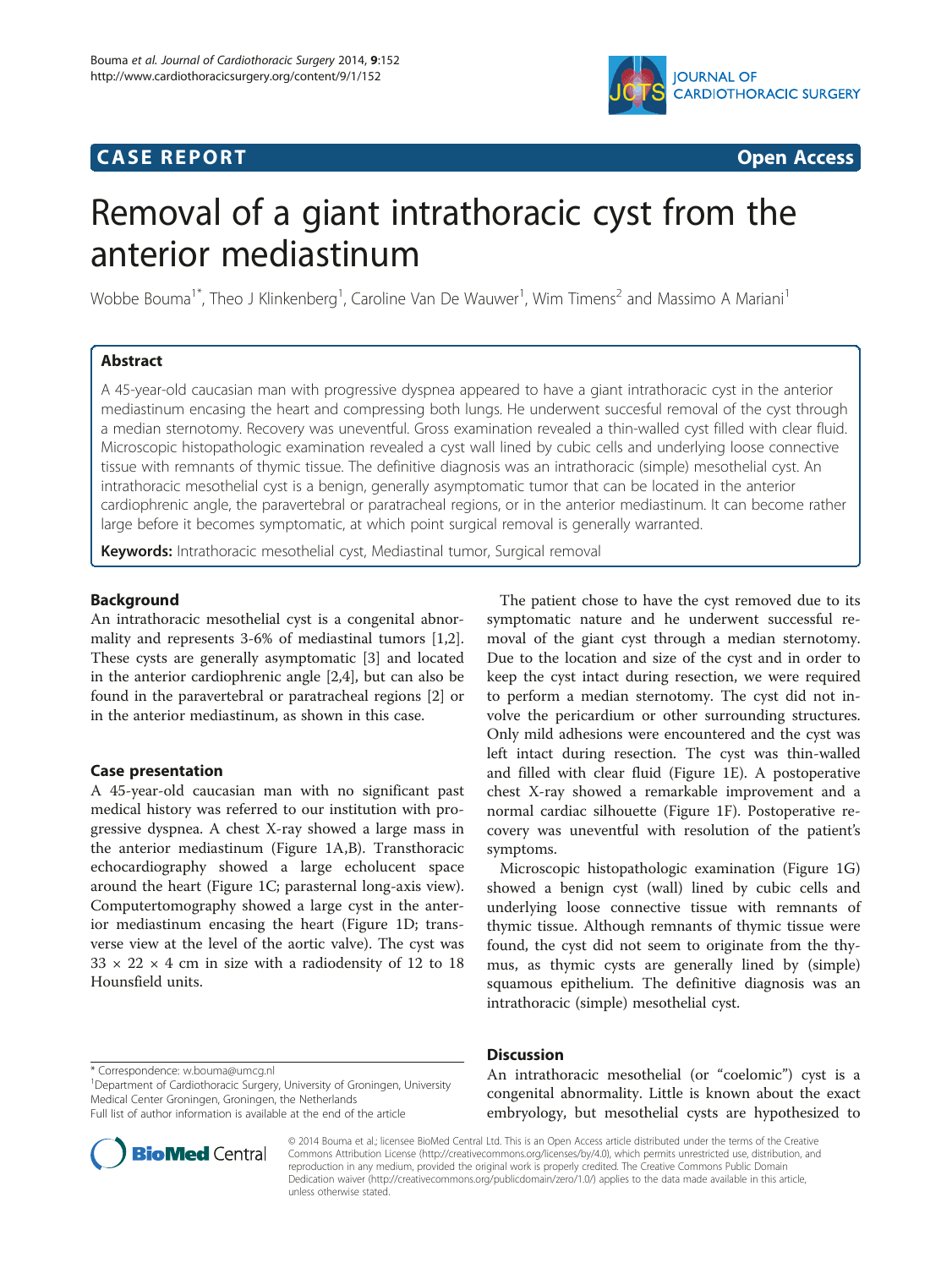CASE REPORT | Open Access

# Removal of a giant intrathoracic cyst from the anterior mediastinum

Wobbe Bouma[1*], Theo J Klinkenberg[1], Caroline Van De Wauwer[1], Wim Timens[2] and Massimo A Mariani[1]

## Abstract

A 45-year-old caucasian man with progressive dyspnea appeared to have a giant intrathoracic cyst in the anterior mediastinum encasing the heart and compressing both lungs. He underwent succesful removal of the cyst through a median sternotomy. Recovery was uneventful. Gross examination revealed a thin-walled cyst filled with clear fluid. Microscopic histopathologic examination revealed a cyst wall lined by cubic cells and underlying loose connective tissue with remnants of thymic tissue. The definitive diagnosis was an intrathoracic (simple) mesothelial cyst. An intrathoracic mesothelial cyst is a benign, generally asymptomatic tumor that can be located in the anterior cardiophrenic angle, the paravertebral or paratracheal regions, or in the anterior mediastinum. It can become rather large before it becomes symptomatic, at which point surgical removal is generally warranted.

**Keywords:** Intrathoracic mesothelial cyst, Mediastinal tumor, Surgical removal

## Background

An intrathoracic mesothelial cyst is a congenital abnormality and represents 3-6% of mediastinal tumors [1,2]. These cysts are generally asymptomatic [3] and located in the anterior cardiophrenic angle [2,4], but can also be found in the paravertebral or paratracheal regions [2] or in the anterior mediastinum, as shown in this case.

## Case presentation

A 45-year-old caucasian man with no significant past medical history was referred to our institution with progressive dyspnea. A chest X-ray showed a large mass in the anterior mediastinum (Figure 1A,B). Transthoracic echocardiography showed a large echolucent space around the heart (Figure 1C; parasternal long-axis view). Computertomography showed a large cyst in the anterior mediastinum encasing the heart (Figure 1D; transverse view at the level of the aortic valve). The cyst was 33 × 22 × 4 cm in size with a radiodensity of 12 to 18 Hounsfield units.

The patient chose to have the cyst removed due to its symptomatic nature and he underwent successful removal of the giant cyst through a median sternotomy. Due to the location and size of the cyst and in order to keep the cyst intact during resection, we were required to perform a median sternotomy. The cyst did not involve the pericardium or other surrounding structures. Only mild adhesions were encountered and the cyst was left intact during resection. The cyst was thin-walled and filled with clear fluid (Figure 1E). A postoperative chest X-ray showed a remarkable improvement and a normal cardiac silhouette (Figure 1F). Postoperative recovery was uneventful with resolution of the patient's symptoms.

Microscopic histopathologic examination (Figure 1G) showed a benign cyst (wall) lined by cubic cells and underlying loose connective tissue with remnants of thymic tissue. Although remnants of thymic tissue were found, the cyst did not seem to originate from the thymus, as thymic cysts are generally lined by (simple) squamous epithelium. The definitive diagnosis was an intrathoracic (simple) mesothelial cyst.

## Discussion

An intrathoracic mesothelial (or "coelomic") cyst is a congenital abnormality. Little is known about the exact embryology, but mesothelial cysts are hypothesized to

* Correspondence: w.bouma@umcg.nl
[1]Department of Cardiothoracic Surgery, University of Groningen, University Medical Center Groningen, Groningen, the Netherlands
Full list of author information is available at the end of the article

© 2014 Bouma et al.; licensee BioMed Central Ltd. This is an Open Access article distributed under the terms of the Creative Commons Attribution License (http://creativecommons.org/licenses/by/4.0), which permits unrestricted use, distribution, and reproduction in any medium, provided the original work is properly credited. The Creative Commons Public Domain Dedication waiver (http://creativecommons.org/publicdomain/zero/1.0/) applies to the data made available in this article, unless otherwise stated.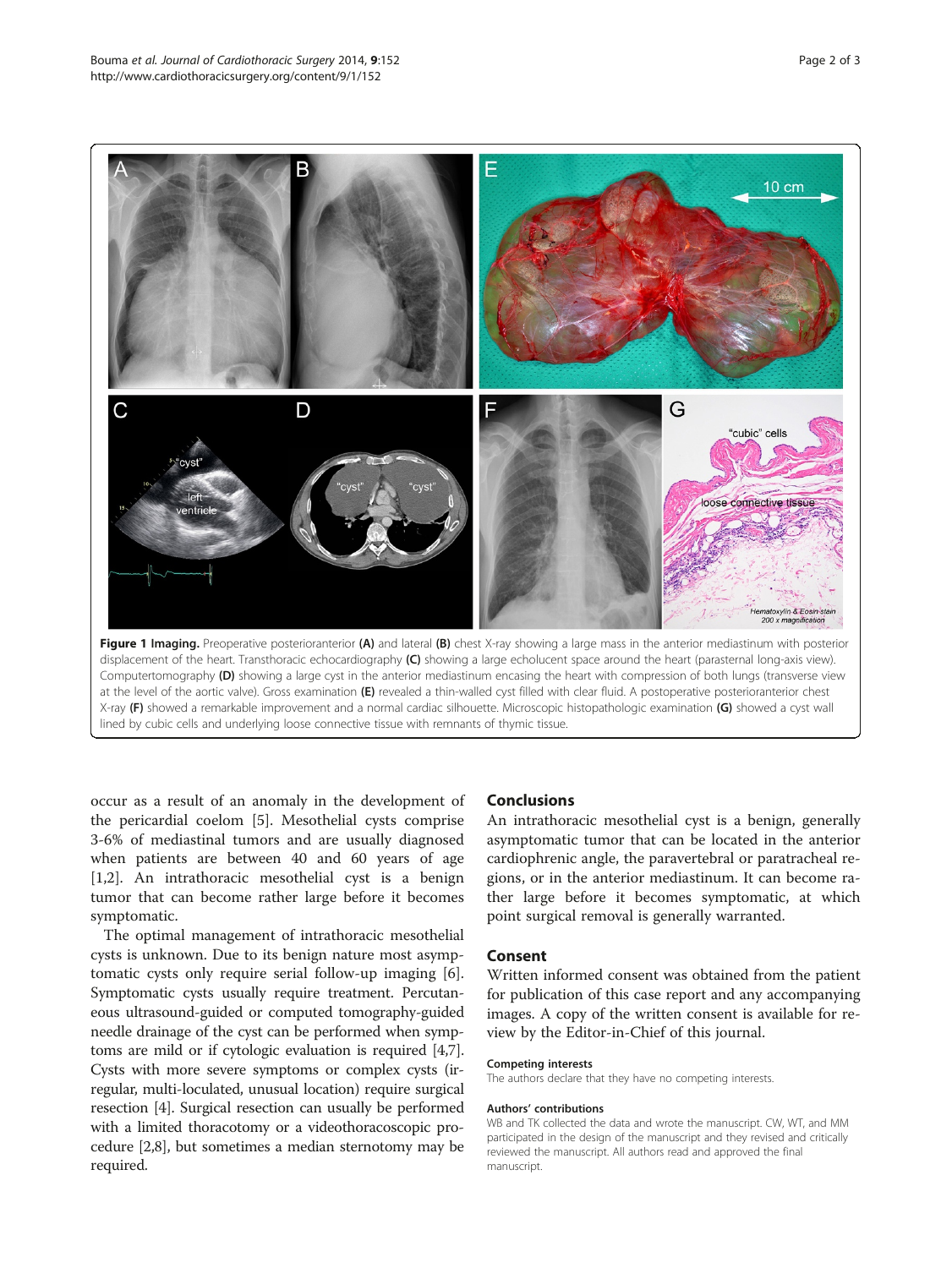**Figure 1 Imaging.** Preoperative posterioranterior **(A)** and lateral **(B)** chest X-ray showing a large mass in the anterior mediastinum with posterior displacement of the heart. Transthoracic echocardiography **(C)** showing a large echolucent space around the heart (parasternal long-axis view). Computertomography **(D)** showing a large cyst in the anterior mediastinum encasing the heart with compression of both lungs (transverse view at the level of the aortic valve). Gross examination **(E)** revealed a thin-walled cyst filled with clear fluid. A postoperative posterioranterior chest X-ray **(F)** showed a remarkable improvement and a normal cardiac silhouette. Microscopic histopathologic examination **(G)** showed a cyst wall lined by cubic cells and underlying loose connective tissue with remnants of thymic tissue.

occur as a result of an anomaly in the development of the pericardial coelom [5]. Mesothelial cysts comprise 3-6% of mediastinal tumors and are usually diagnosed when patients are between 40 and 60 years of age [1,2]. An intrathoracic mesothelial cyst is a benign tumor that can become rather large before it becomes symptomatic.

The optimal management of intrathoracic mesothelial cysts is unknown. Due to its benign nature most asymptomatic cysts only require serial follow-up imaging [6]. Symptomatic cysts usually require treatment. Percutaneous ultrasound-guided or computed tomography-guided needle drainage of the cyst can be performed when symptoms are mild or if cytologic evaluation is required [4,7]. Cysts with more severe symptoms or complex cysts (irregular, multi-loculated, unusual location) require surgical resection [4]. Surgical resection can usually be performed with a limited thoracotomy or a videothoracoscopic procedure [2,8], but sometimes a median sternotomy may be required.

## Conclusions

An intrathoracic mesothelial cyst is a benign, generally asymptomatic tumor that can be located in the anterior cardiophrenic angle, the paravertebral or paratracheal regions, or in the anterior mediastinum. It can become rather large before it becomes symptomatic, at which point surgical removal is generally warranted.

## Consent

Written informed consent was obtained from the patient for publication of this case report and any accompanying images. A copy of the written consent is available for review by the Editor-in-Chief of this journal.

### Competing interests

The authors declare that they have no competing interests.

### Authors' contributions

WB and TK collected the data and wrote the manuscript. CW, WT, and MM participated in the design of the manuscript and they revised and critically reviewed the manuscript. All authors read and approved the final manuscript.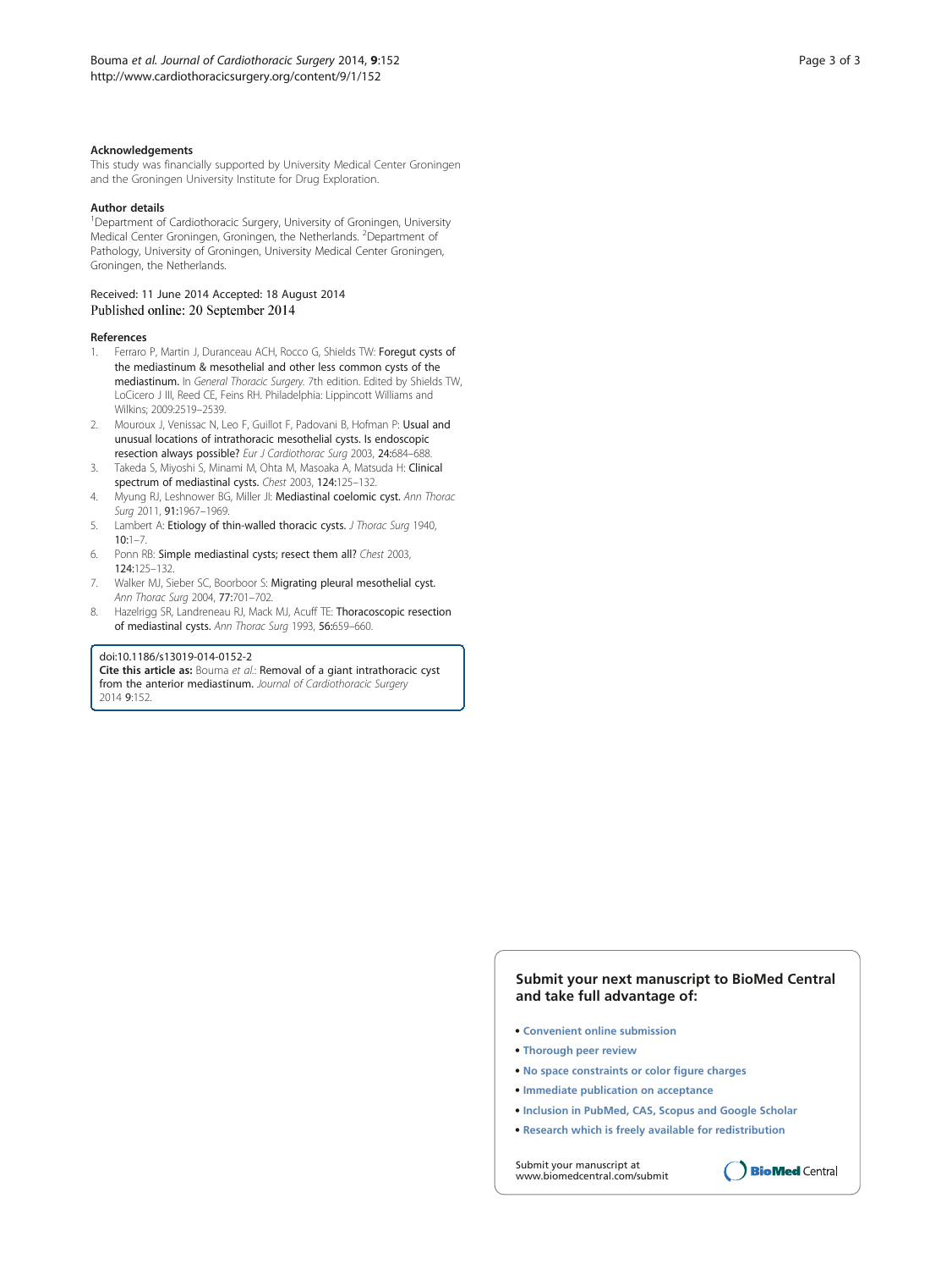### Acknowledgements

This study was financially supported by University Medical Center Groningen and the Groningen University Institute for Drug Exploration.

### Author details

[1]Department of Cardiothoracic Surgery, University of Groningen, University Medical Center Groningen, Groningen, the Netherlands. [2]Department of Pathology, University of Groningen, University Medical Center Groningen, Groningen, the Netherlands.

Received: 11 June 2014 Accepted: 18 August 2014
Published online: 20 September 2014

### References

1. Ferraro P, Martin J, Duranceau ACH, Rocco G, Shields TW: **Foregut cysts of the mediastinum & mesothelial and other less common cysts of the mediastinum.** In *General Thoracic Surgery*. 7th edition. Edited by Shields TW, LoCicero J III, Reed CE, Feins RH. Philadelphia: Lippincott Williams and Wilkins; 2009:2519–2539.
2. Mouroux J, Venissac N, Leo F, Guillot F, Padovani B, Hofman P: **Usual and unusual locations of intrathoracic mesothelial cysts. Is endoscopic resection always possible?** *Eur J Cardiothorac Surg* 2003, **24:**684–688.
3. Takeda S, Miyoshi S, Minami M, Ohta M, Masoaka A, Matsuda H: **Clinical spectrum of mediastinal cysts.** *Chest* 2003, **124:**125–132.
4. Myung RJ, Leshnower BG, Miller JI: **Mediastinal coelomic cyst.** *Ann Thorac Surg* 2011, **91:**1967–1969.
5. Lambert A: **Etiology of thin-walled thoracic cysts.** *J Thorac Surg* 1940, **10:**1–7.
6. Ponn RB: **Simple mediastinal cysts; resect them all?** *Chest* 2003, **124:**125–132.
7. Walker MJ, Sieber SC, Boorboor S: **Migrating pleural mesothelial cyst.** *Ann Thorac Surg* 2004, **77:**701–702.
8. Hazelrigg SR, Landreneau RJ, Mack MJ, Acuff TE: **Thoracoscopic resection of mediastinal cysts.** *Ann Thorac Surg* 1993, **56:**659–660.

doi:10.1186/s13019-014-0152-2
**Cite this article as:** Bouma *et al.*: Removal of a giant intrathoracic cyst from the anterior mediastinum. *Journal of Cardiothoracic Surgery* 2014 **9**:152.

**Submit your next manuscript to BioMed Central and take full advantage of:**

- **Convenient online submission**
- **Thorough peer review**
- **No space constraints or color figure charges**
- **Immediate publication on acceptance**
- **Inclusion in PubMed, CAS, Scopus and Google Scholar**
- **Research which is freely available for redistribution**

Submit your manuscript at
www.biomedcentral.com/submit

BioMed Central